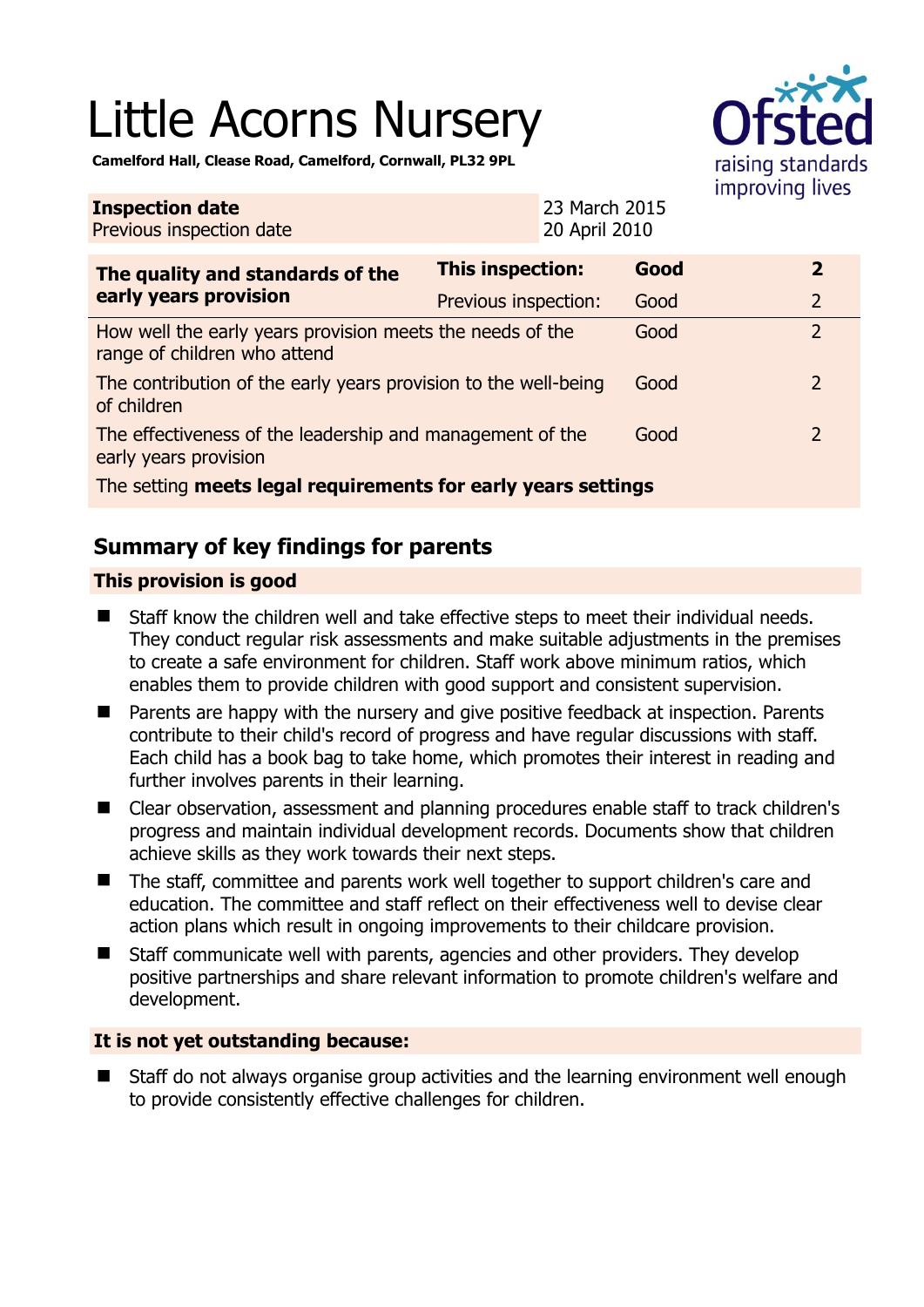# Little Acorns Nursery

**Camelford Hall, Clease Road, Camelford, Cornwall, PL32 9PL**

| **Inspection date** | 23 March 2015 |
|---|---|
| Previous inspection date | 20 April 2010 |

| **The quality and standards of the early years provision** | **This inspection:** | **Good** | **2** |
|---|---|---|---|
| | Previous inspection: | Good | 2 |
| How well the early years provision meets the needs of the range of children who attend | | Good | 2 |
| The contribution of the early years provision to the well-being of children | | Good | 2 |
| The effectiveness of the leadership and management of the early years provision | | Good | 2 |
| The setting **meets legal requirements for early years settings** | | | |

## Summary of key findings for parents

### This provision is good

- Staff know the children well and take effective steps to meet their individual needs. They conduct regular risk assessments and make suitable adjustments in the premises to create a safe environment for children. Staff work above minimum ratios, which enables them to provide children with good support and consistent supervision.
- Parents are happy with the nursery and give positive feedback at inspection. Parents contribute to their child's record of progress and have regular discussions with staff. Each child has a book bag to take home, which promotes their interest in reading and further involves parents in their learning.
- Clear observation, assessment and planning procedures enable staff to track children's progress and maintain individual development records. Documents show that children achieve skills as they work towards their next steps.
- The staff, committee and parents work well together to support children's care and education. The committee and staff reflect on their effectiveness well to devise clear action plans which result in ongoing improvements to their childcare provision.
- Staff communicate well with parents, agencies and other providers. They develop positive partnerships and share relevant information to promote children's welfare and development.

### It is not yet outstanding because:

- Staff do not always organise group activities and the learning environment well enough to provide consistently effective challenges for children.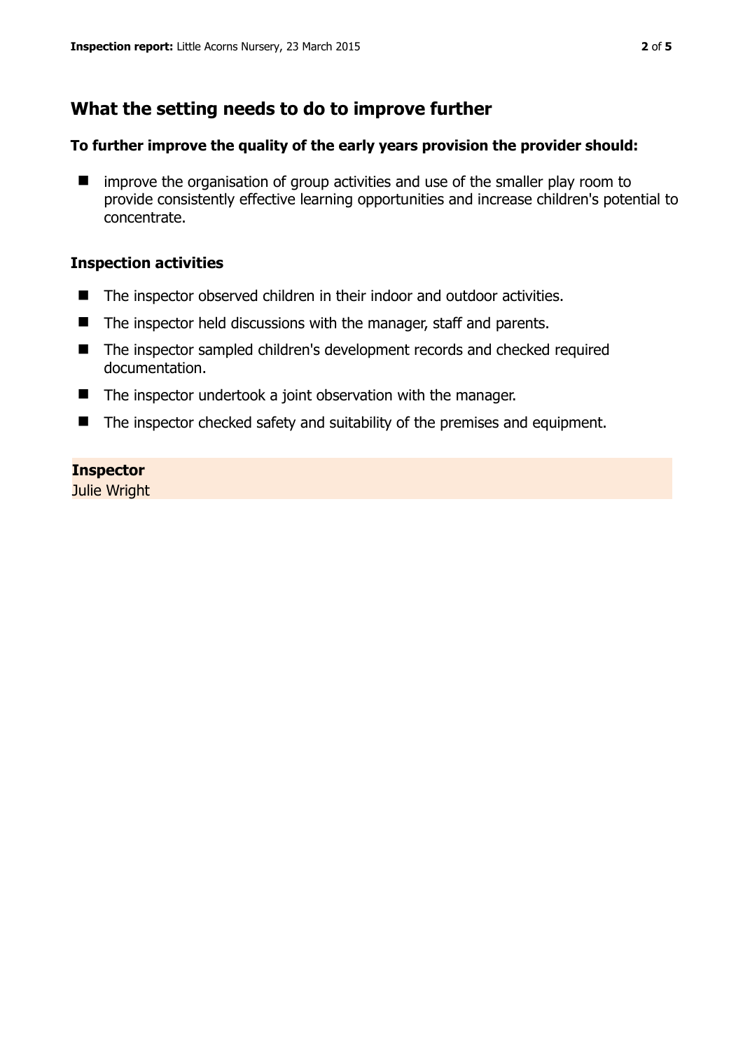## What the setting needs to do to improve further

### To further improve the quality of the early years provision the provider should:

- improve the organisation of group activities and use of the smaller play room to provide consistently effective learning opportunities and increase children's potential to concentrate.

### Inspection activities

- The inspector observed children in their indoor and outdoor activities.
- The inspector held discussions with the manager, staff and parents.
- The inspector sampled children's development records and checked required documentation.
- The inspector undertook a joint observation with the manager.
- The inspector checked safety and suitability of the premises and equipment.

**Inspector**
Julie Wright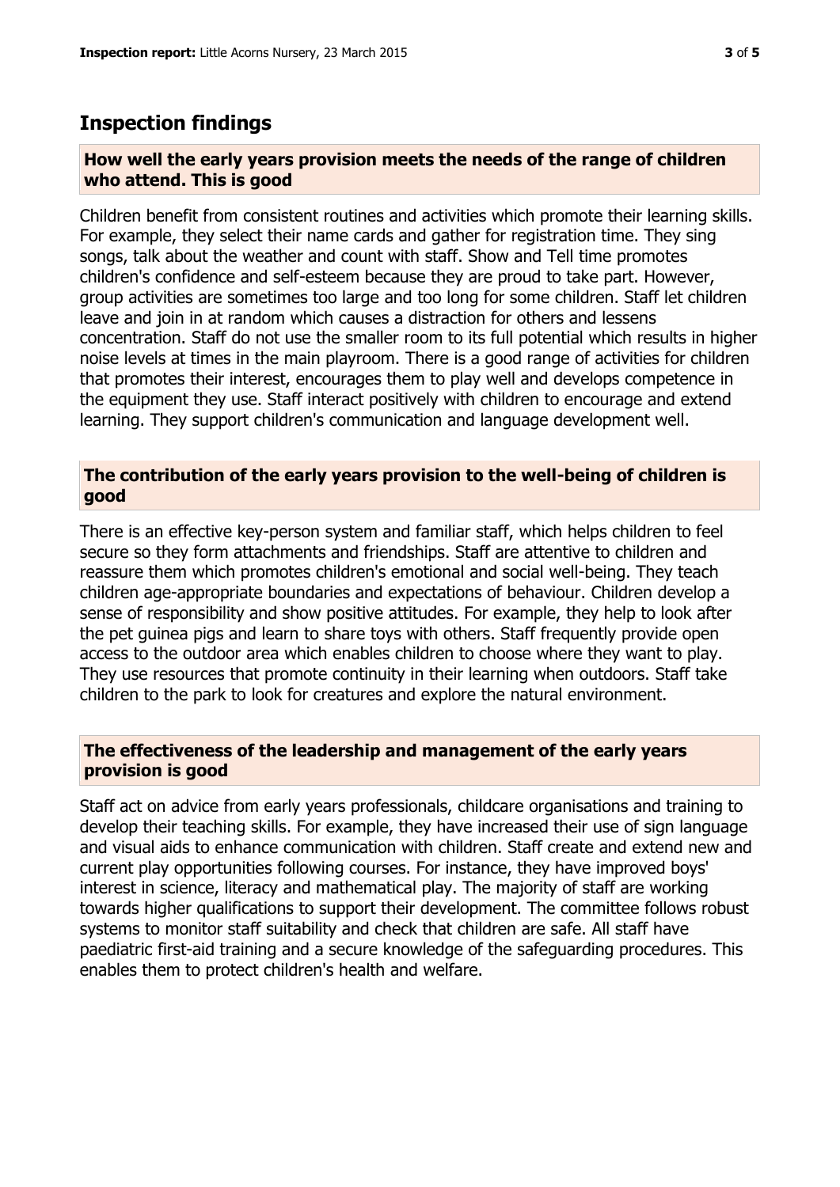## Inspection findings

### How well the early years provision meets the needs of the range of children who attend. This is good

Children benefit from consistent routines and activities which promote their learning skills. For example, they select their name cards and gather for registration time. They sing songs, talk about the weather and count with staff. Show and Tell time promotes children's confidence and self-esteem because they are proud to take part. However, group activities are sometimes too large and too long for some children. Staff let children leave and join in at random which causes a distraction for others and lessens concentration. Staff do not use the smaller room to its full potential which results in higher noise levels at times in the main playroom. There is a good range of activities for children that promotes their interest, encourages them to play well and develops competence in the equipment they use. Staff interact positively with children to encourage and extend learning. They support children's communication and language development well.

### The contribution of the early years provision to the well-being of children is good

There is an effective key-person system and familiar staff, which helps children to feel secure so they form attachments and friendships. Staff are attentive to children and reassure them which promotes children's emotional and social well-being. They teach children age-appropriate boundaries and expectations of behaviour. Children develop a sense of responsibility and show positive attitudes. For example, they help to look after the pet guinea pigs and learn to share toys with others. Staff frequently provide open access to the outdoor area which enables children to choose where they want to play. They use resources that promote continuity in their learning when outdoors. Staff take children to the park to look for creatures and explore the natural environment.

### The effectiveness of the leadership and management of the early years provision is good

Staff act on advice from early years professionals, childcare organisations and training to develop their teaching skills. For example, they have increased their use of sign language and visual aids to enhance communication with children. Staff create and extend new and current play opportunities following courses. For instance, they have improved boys' interest in science, literacy and mathematical play. The majority of staff are working towards higher qualifications to support their development. The committee follows robust systems to monitor staff suitability and check that children are safe. All staff have paediatric first-aid training and a secure knowledge of the safeguarding procedures. This enables them to protect children's health and welfare.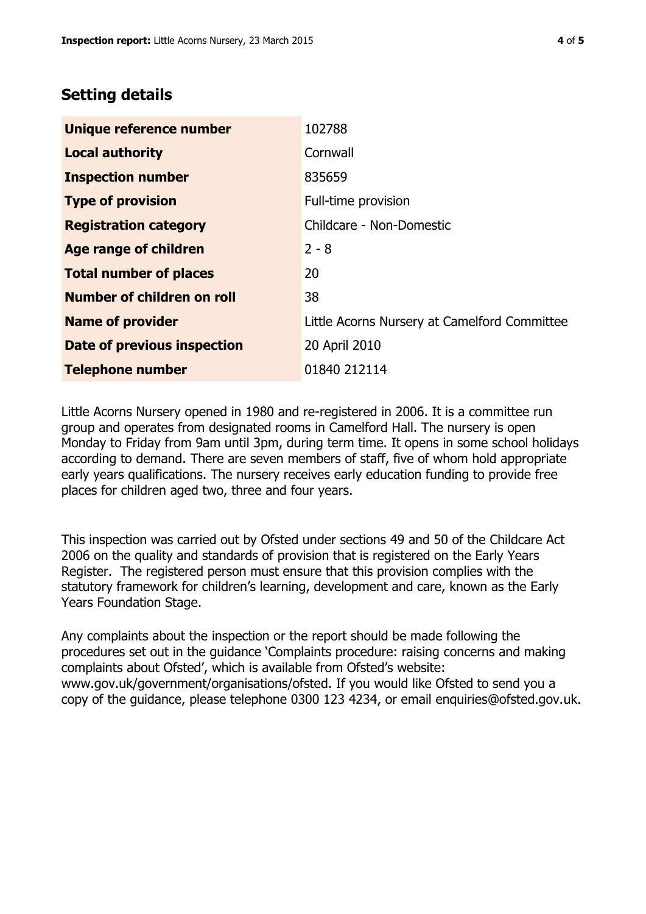## Setting details

| | |
|---|---|
| **Unique reference number** | 102788 |
| **Local authority** | Cornwall |
| **Inspection number** | 835659 |
| **Type of provision** | Full-time provision |
| **Registration category** | Childcare - Non-Domestic |
| **Age range of children** | 2 - 8 |
| **Total number of places** | 20 |
| **Number of children on roll** | 38 |
| **Name of provider** | Little Acorns Nursery at Camelford Committee |
| **Date of previous inspection** | 20 April 2010 |
| **Telephone number** | 01840 212114 |

Little Acorns Nursery opened in 1980 and re-registered in 2006. It is a committee run group and operates from designated rooms in Camelford Hall. The nursery is open Monday to Friday from 9am until 3pm, during term time. It opens in some school holidays according to demand. There are seven members of staff, five of whom hold appropriate early years qualifications. The nursery receives early education funding to provide free places for children aged two, three and four years.

This inspection was carried out by Ofsted under sections 49 and 50 of the Childcare Act 2006 on the quality and standards of provision that is registered on the Early Years Register. The registered person must ensure that this provision complies with the statutory framework for children's learning, development and care, known as the Early Years Foundation Stage.

Any complaints about the inspection or the report should be made following the procedures set out in the guidance 'Complaints procedure: raising concerns and making complaints about Ofsted', which is available from Ofsted's website: www.gov.uk/government/organisations/ofsted. If you would like Ofsted to send you a copy of the guidance, please telephone 0300 123 4234, or email enquiries@ofsted.gov.uk.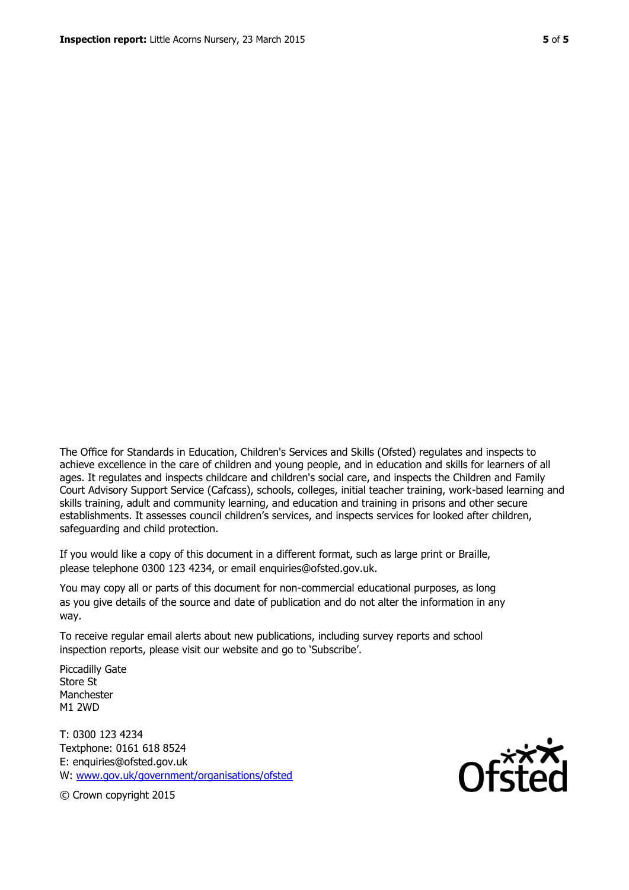The Office for Standards in Education, Children's Services and Skills (Ofsted) regulates and inspects to achieve excellence in the care of children and young people, and in education and skills for learners of all ages. It regulates and inspects childcare and children's social care, and inspects the Children and Family Court Advisory Support Service (Cafcass), schools, colleges, initial teacher training, work-based learning and skills training, adult and community learning, and education and training in prisons and other secure establishments. It assesses council children's services, and inspects services for looked after children, safeguarding and child protection.

If you would like a copy of this document in a different format, such as large print or Braille, please telephone 0300 123 4234, or email enquiries@ofsted.gov.uk.

You may copy all or parts of this document for non-commercial educational purposes, as long as you give details of the source and date of publication and do not alter the information in any way.

To receive regular email alerts about new publications, including survey reports and school inspection reports, please visit our website and go to 'Subscribe'.

Piccadilly Gate
Store St
Manchester
M1 2WD

T: 0300 123 4234
Textphone: 0161 618 8524
E: enquiries@ofsted.gov.uk
W: www.gov.uk/government/organisations/ofsted

© Crown copyright 2015

Ofsted